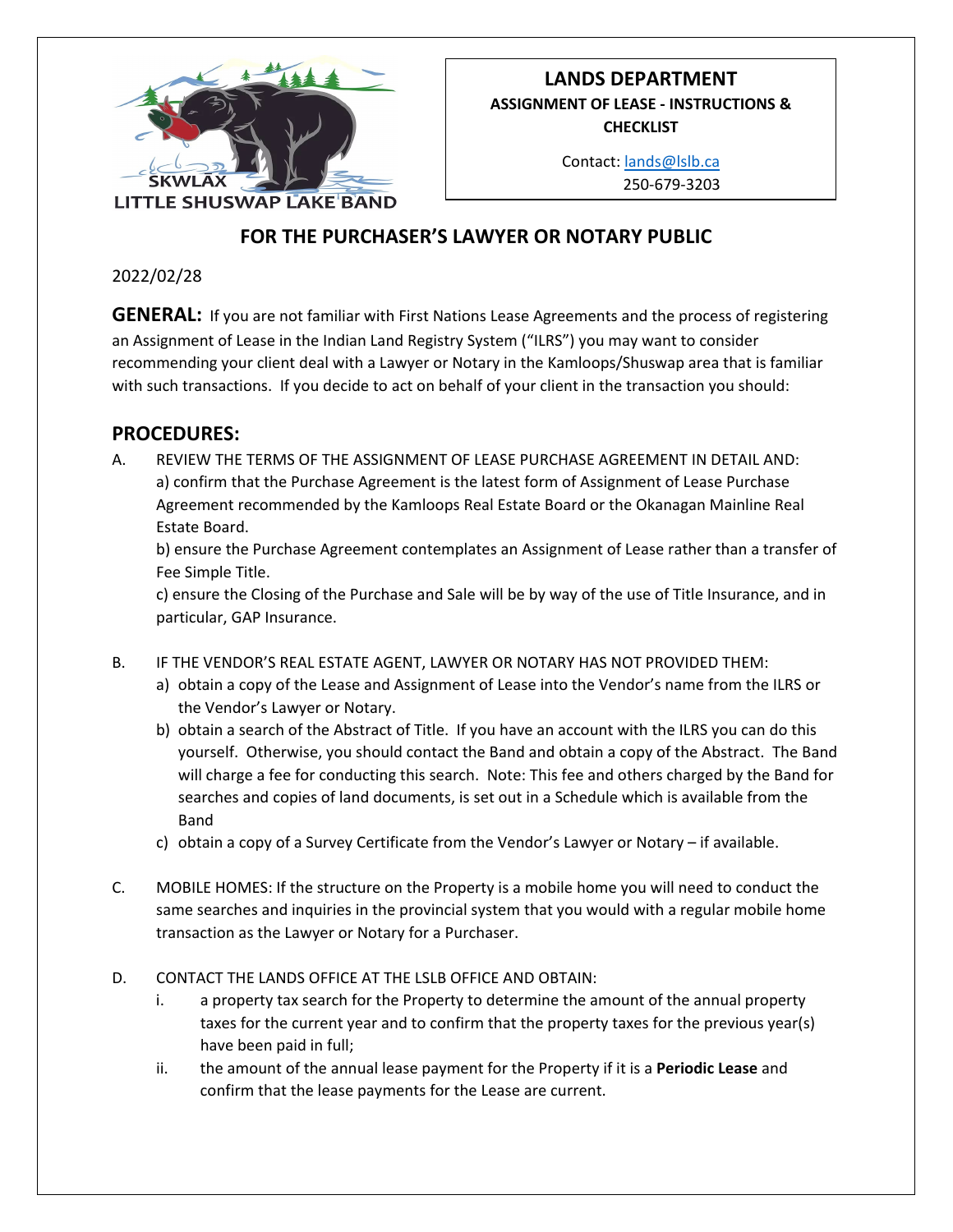SKWLÃX
LITTLE SHUSWAP LAKE BAND

**LANDS DEPARTMENT**
**ASSIGNMENT OF LEASE - INSTRUCTIONS & CHECKLIST**

Contact: lands@lslb.ca
250-679-3203

# FOR THE PURCHASER'S LAWYER OR NOTARY PUBLIC

2022/02/28

**GENERAL:** If you are not familiar with First Nations Lease Agreements and the process of registering an Assignment of Lease in the Indian Land Registry System ("ILRS") you may want to consider recommending your client deal with a Lawyer or Notary in the Kamloops/Shuswap area that is familiar with such transactions. If you decide to act on behalf of your client in the transaction you should:

## PROCEDURES:

A. REVIEW THE TERMS OF THE ASSIGNMENT OF LEASE PURCHASE AGREEMENT IN DETAIL AND:
   a) confirm that the Purchase Agreement is the latest form of Assignment of Lease Purchase Agreement recommended by the Kamloops Real Estate Board or the Okanagan Mainline Real Estate Board.
   b) ensure the Purchase Agreement contemplates an Assignment of Lease rather than a transfer of Fee Simple Title.
   c) ensure the Closing of the Purchase and Sale will be by way of the use of Title Insurance, and in particular, GAP Insurance.

B. IF THE VENDOR'S REAL ESTATE AGENT, LAWYER OR NOTARY HAS NOT PROVIDED THEM:
   a) obtain a copy of the Lease and Assignment of Lease into the Vendor's name from the ILRS or the Vendor's Lawyer or Notary.
   b) obtain a search of the Abstract of Title. If you have an account with the ILRS you can do this yourself. Otherwise, you should contact the Band and obtain a copy of the Abstract. The Band will charge a fee for conducting this search. Note: This fee and others charged by the Band for searches and copies of land documents, is set out in a Schedule which is available from the Band
   c) obtain a copy of a Survey Certificate from the Vendor's Lawyer or Notary – if available.

C. MOBILE HOMES: If the structure on the Property is a mobile home you will need to conduct the same searches and inquiries in the provincial system that you would with a regular mobile home transaction as the Lawyer or Notary for a Purchaser.

D. CONTACT THE LANDS OFFICE AT THE LSLB OFFICE AND OBTAIN:
   i. a property tax search for the Property to determine the amount of the annual property taxes for the current year and to confirm that the property taxes for the previous year(s) have been paid in full;
   ii. the amount of the annual lease payment for the Property if it is a **Periodic Lease** and confirm that the lease payments for the Lease are current.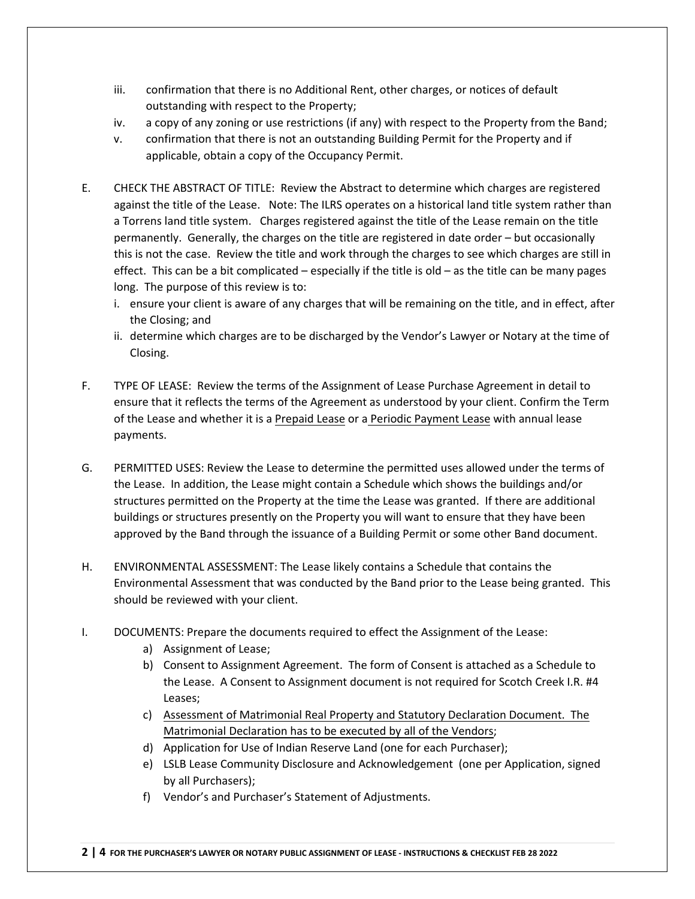iii. confirmation that there is no Additional Rent, other charges, or notices of default outstanding with respect to the Property;

iv. a copy of any zoning or use restrictions (if any) with respect to the Property from the Band;

v. confirmation that there is not an outstanding Building Permit for the Property and if applicable, obtain a copy of the Occupancy Permit.

E. CHECK THE ABSTRACT OF TITLE: Review the Abstract to determine which charges are registered against the title of the Lease. Note: The ILRS operates on a historical land title system rather than a Torrens land title system. Charges registered against the title of the Lease remain on the title permanently. Generally, the charges on the title are registered in date order – but occasionally this is not the case. Review the title and work through the charges to see which charges are still in effect. This can be a bit complicated – especially if the title is old – as the title can be many pages long. The purpose of this review is to:

i. ensure your client is aware of any charges that will be remaining on the title, and in effect, after the Closing; and

ii. determine which charges are to be discharged by the Vendor's Lawyer or Notary at the time of Closing.

F. TYPE OF LEASE: Review the terms of the Assignment of Lease Purchase Agreement in detail to ensure that it reflects the terms of the Agreement as understood by your client. Confirm the Term of the Lease and whether it is a <u>Prepaid Lease</u> or a <u>Periodic Payment Lease</u> with annual lease payments.

G. PERMITTED USES: Review the Lease to determine the permitted uses allowed under the terms of the Lease. In addition, the Lease might contain a Schedule which shows the buildings and/or structures permitted on the Property at the time the Lease was granted. If there are additional buildings or structures presently on the Property you will want to ensure that they have been approved by the Band through the issuance of a Building Permit or some other Band document.

H. ENVIRONMENTAL ASSESSMENT: The Lease likely contains a Schedule that contains the Environmental Assessment that was conducted by the Band prior to the Lease being granted. This should be reviewed with your client.

I. DOCUMENTS: Prepare the documents required to effect the Assignment of the Lease:

a) Assignment of Lease;

b) Consent to Assignment Agreement. The form of Consent is attached as a Schedule to the Lease. A Consent to Assignment document is not required for Scotch Creek I.R. #4 Leases;

c) <u>Assessment of Matrimonial Real Property and Statutory Declaration Document. The Matrimonial Declaration has to be executed by all of the Vendors</u>;

d) Application for Use of Indian Reserve Land (one for each Purchaser);

e) LSLB Lease Community Disclosure and Acknowledgement (one per Application, signed by all Purchasers);

f) Vendor's and Purchaser's Statement of Adjustments.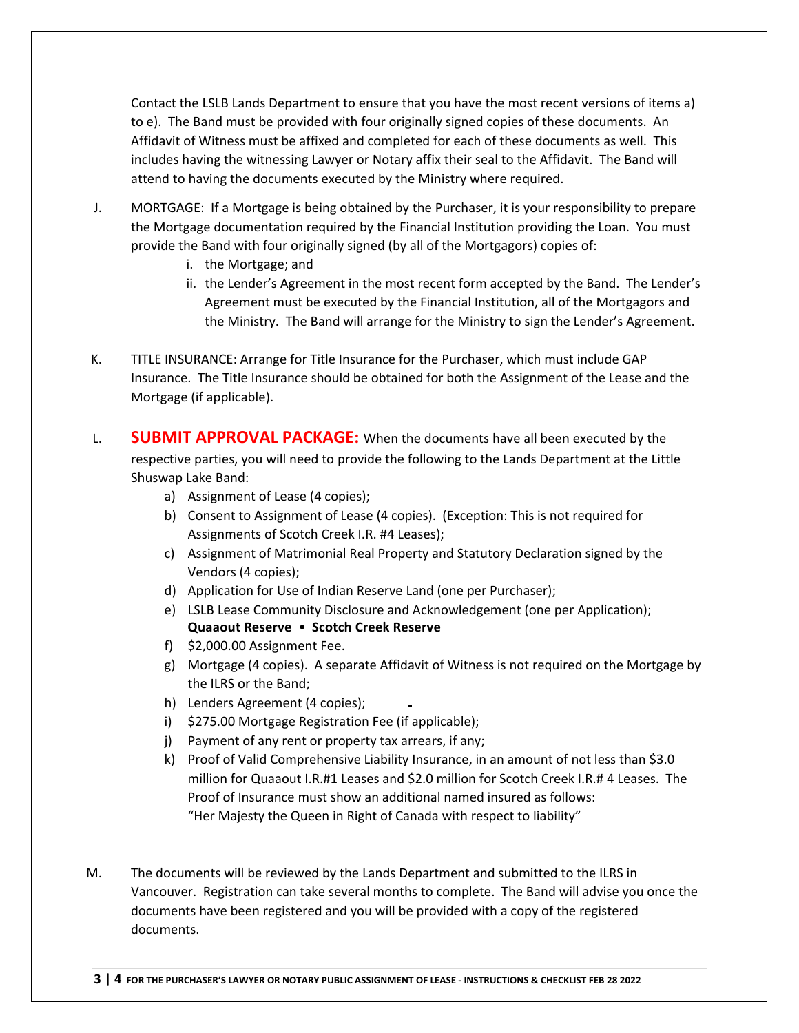Contact the LSLB Lands Department to ensure that you have the most recent versions of items a) to e). The Band must be provided with four originally signed copies of these documents. An Affidavit of Witness must be affixed and completed for each of these documents as well. This includes having the witnessing Lawyer or Notary affix their seal to the Affidavit. The Band will attend to having the documents executed by the Ministry where required.

J. MORTGAGE: If a Mortgage is being obtained by the Purchaser, it is your responsibility to prepare the Mortgage documentation required by the Financial Institution providing the Loan. You must provide the Band with four originally signed (by all of the Mortgagors) copies of:

   i. the Mortgage; and
   ii. the Lender's Agreement in the most recent form accepted by the Band. The Lender's Agreement must be executed by the Financial Institution, all of the Mortgagors and the Ministry. The Band will arrange for the Ministry to sign the Lender's Agreement.

K. TITLE INSURANCE: Arrange for Title Insurance for the Purchaser, which must include GAP Insurance. The Title Insurance should be obtained for both the Assignment of the Lease and the Mortgage (if applicable).

L. **SUBMIT APPROVAL PACKAGE:** When the documents have all been executed by the respective parties, you will need to provide the following to the Lands Department at the Little Shuswap Lake Band:

   a) Assignment of Lease (4 copies);
   b) Consent to Assignment of Lease (4 copies). (Exception: This is not required for Assignments of Scotch Creek I.R. #4 Leases);
   c) Assignment of Matrimonial Real Property and Statutory Declaration signed by the Vendors (4 copies);
   d) Application for Use of Indian Reserve Land (one per Purchaser);
   e) LSLB Lease Community Disclosure and Acknowledgement (one per Application); **Quaaout Reserve • Scotch Creek Reserve**
   f) $2,000.00 Assignment Fee.
   g) Mortgage (4 copies). A separate Affidavit of Witness is not required on the Mortgage by the ILRS or the Band;
   h) Lenders Agreement (4 copies);
   i) $275.00 Mortgage Registration Fee (if applicable);
   j) Payment of any rent or property tax arrears, if any;
   k) Proof of Valid Comprehensive Liability Insurance, in an amount of not less than $3.0 million for Quaaout I.R.#1 Leases and $2.0 million for Scotch Creek I.R.# 4 Leases. The Proof of Insurance must show an additional named insured as follows: "Her Majesty the Queen in Right of Canada with respect to liability"

M. The documents will be reviewed by the Lands Department and submitted to the ILRS in Vancouver. Registration can take several months to complete. The Band will advise you once the documents have been registered and you will be provided with a copy of the registered documents.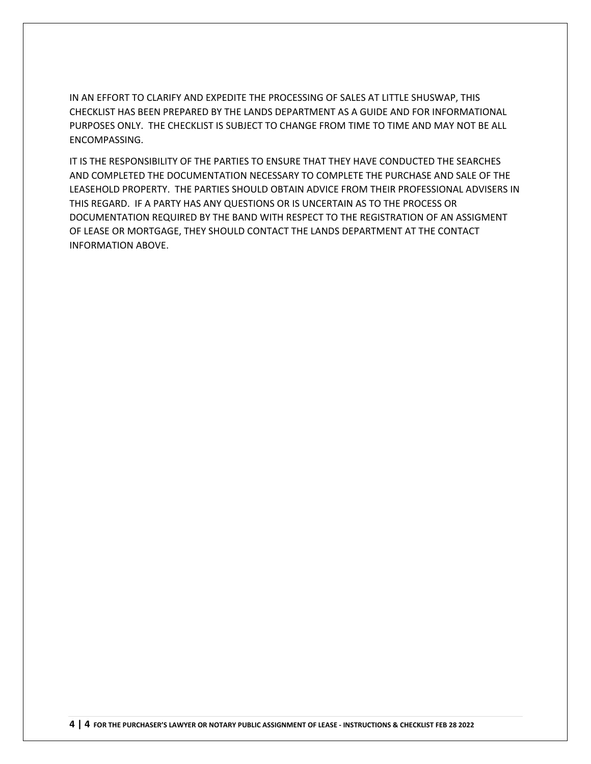IN AN EFFORT TO CLARIFY AND EXPEDITE THE PROCESSING OF SALES AT LITTLE SHUSWAP, THIS CHECKLIST HAS BEEN PREPARED BY THE LANDS DEPARTMENT AS A GUIDE AND FOR INFORMATIONAL PURPOSES ONLY. THE CHECKLIST IS SUBJECT TO CHANGE FROM TIME TO TIME AND MAY NOT BE ALL ENCOMPASSING.

IT IS THE RESPONSIBILITY OF THE PARTIES TO ENSURE THAT THEY HAVE CONDUCTED THE SEARCHES AND COMPLETED THE DOCUMENTATION NECESSARY TO COMPLETE THE PURCHASE AND SALE OF THE LEASEHOLD PROPERTY. THE PARTIES SHOULD OBTAIN ADVICE FROM THEIR PROFESSIONAL ADVISERS IN THIS REGARD. IF A PARTY HAS ANY QUESTIONS OR IS UNCERTAIN AS TO THE PROCESS OR DOCUMENTATION REQUIRED BY THE BAND WITH RESPECT TO THE REGISTRATION OF AN ASSIGMENT OF LEASE OR MORTGAGE, THEY SHOULD CONTACT THE LANDS DEPARTMENT AT THE CONTACT INFORMATION ABOVE.